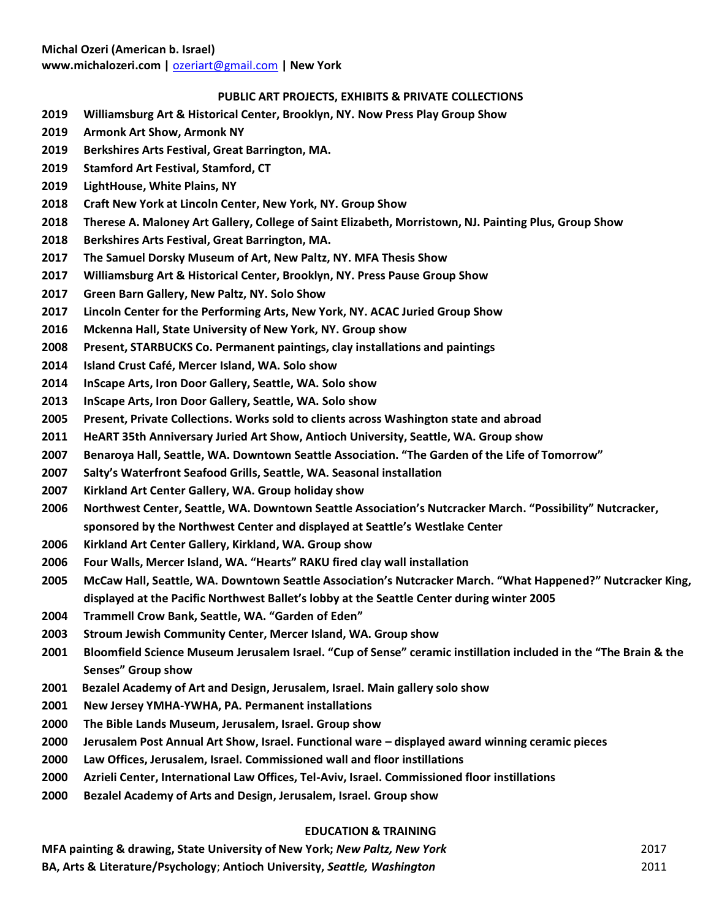**Michal Ozeri (American b. Israel)**
**www.michalozeri.com | ozeriart@gmail.com | New York**

## PUBLIC ART PROJECTS, EXHIBITS & PRIVATE COLLECTIONS

- **2019 Williamsburg Art & Historical Center, Brooklyn, NY. Now Press Play Group Show**
- **2019 Armonk Art Show, Armonk NY**
- **2019 Berkshires Arts Festival, Great Barrington, MA.**
- **2019 Stamford Art Festival, Stamford, CT**
- **2019 LightHouse, White Plains, NY**
- **2018 Craft New York at Lincoln Center, New York, NY. Group Show**
- **2018 Therese A. Maloney Art Gallery, College of Saint Elizabeth, Morristown, NJ. Painting Plus, Group Show**
- **2018 Berkshires Arts Festival, Great Barrington, MA.**
- **2017 The Samuel Dorsky Museum of Art, New Paltz, NY. MFA Thesis Show**
- **2017 Williamsburg Art & Historical Center, Brooklyn, NY. Press Pause Group Show**
- **2017 Green Barn Gallery, New Paltz, NY. Solo Show**
- **2017 Lincoln Center for the Performing Arts, New York, NY. ACAC Juried Group Show**
- **2016 Mckenna Hall, State University of New York, NY. Group show**
- **2008 Present, STARBUCKS Co. Permanent paintings, clay installations and paintings**
- **2014 Island Crust Café, Mercer Island, WA. Solo show**
- **2014 InScape Arts, Iron Door Gallery, Seattle, WA. Solo show**
- **2013 InScape Arts, Iron Door Gallery, Seattle, WA. Solo show**
- **2005 Present, Private Collections. Works sold to clients across Washington state and abroad**
- **2011 HeART 35th Anniversary Juried Art Show, Antioch University, Seattle, WA. Group show**
- **2007 Benaroya Hall, Seattle, WA. Downtown Seattle Association. "The Garden of the Life of Tomorrow"**
- **2007 Salty's Waterfront Seafood Grills, Seattle, WA. Seasonal installation**
- **2007 Kirkland Art Center Gallery, WA. Group holiday show**
- **2006 Northwest Center, Seattle, WA. Downtown Seattle Association's Nutcracker March. "Possibility" Nutcracker, sponsored by the Northwest Center and displayed at Seattle's Westlake Center**
- **2006 Kirkland Art Center Gallery, Kirkland, WA. Group show**
- **2006 Four Walls, Mercer Island, WA. "Hearts" RAKU fired clay wall installation**
- **2005 McCaw Hall, Seattle, WA. Downtown Seattle Association's Nutcracker March. "What Happened?" Nutcracker King, displayed at the Pacific Northwest Ballet's lobby at the Seattle Center during winter 2005**
- **2004 Trammell Crow Bank, Seattle, WA. "Garden of Eden"**
- **2003 Stroum Jewish Community Center, Mercer Island, WA. Group show**
- **2001 Bloomfield Science Museum Jerusalem Israel. "Cup of Sense" ceramic instillation included in the "The Brain & the Senses" Group show**
- **2001 Bezalel Academy of Art and Design, Jerusalem, Israel. Main gallery solo show**
- **2001 New Jersey YMHA-YWHA, PA. Permanent installations**
- **2000 The Bible Lands Museum, Jerusalem, Israel. Group show**
- **2000 Jerusalem Post Annual Art Show, Israel. Functional ware – displayed award winning ceramic pieces**
- **2000 Law Offices, Jerusalem, Israel. Commissioned wall and floor instillations**
- **2000 Azrieli Center, International Law Offices, Tel-Aviv, Israel. Commissioned floor instillations**
- **2000 Bezalel Academy of Arts and Design, Jerusalem, Israel. Group show**

## EDUCATION & TRAINING

**MFA painting & drawing, State University of New York;** ***New Paltz, New York*** 2017

**BA, Arts & Literature/Psychology; Antioch University,** ***Seattle, Washington*** 2011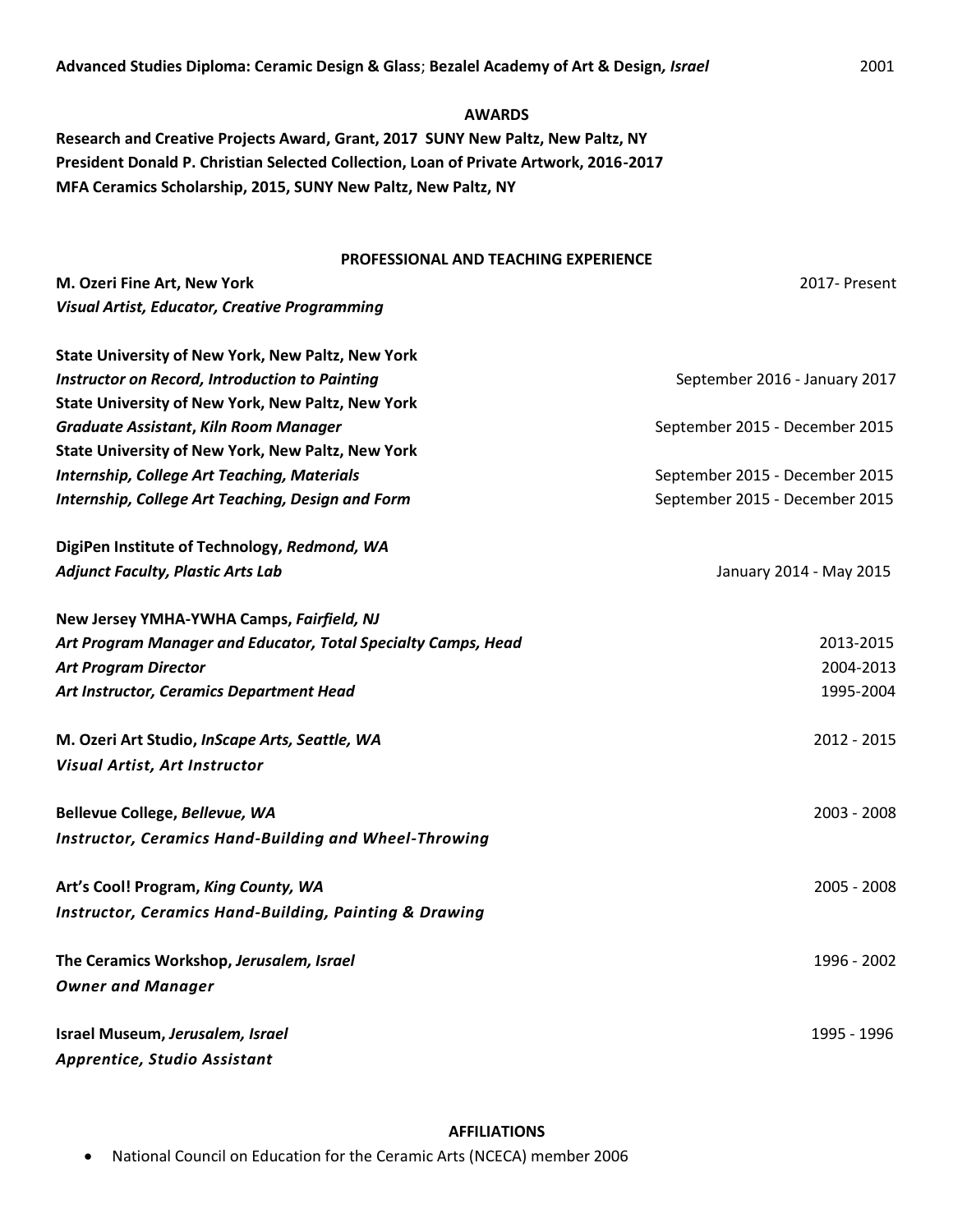**Advanced Studies Diploma: Ceramic Design & Glass**; **Bezalel Academy of Art & Design*, Israel*** 2001

## AWARDS

**Research and Creative Projects Award, Grant, 2017 SUNY New Paltz, New Paltz, NY**
**President Donald P. Christian Selected Collection, Loan of Private Artwork, 2016-2017**
**MFA Ceramics Scholarship, 2015, SUNY New Paltz, New Paltz, NY**

## PROFESSIONAL AND TEACHING EXPERIENCE

**M. Ozeri Fine Art, New York** 2017- Present
***Visual Artist, Educator, Creative Programming***

**State University of New York, New Paltz, New York**
***Instructor on Record, Introduction to Painting*** September 2016 - January 2017
**State University of New York, New Paltz, New York**
***Graduate Assistant*, *Kiln Room Manager*** September 2015 - December 2015
**State University of New York, New Paltz, New York**
***Internship, College Art Teaching, Materials*** September 2015 - December 2015
***Internship, College Art Teaching, Design and Form*** September 2015 - December 2015

**DigiPen Institute of Technology, *Redmond, WA***
***Adjunct Faculty, Plastic Arts Lab*** January 2014 - May 2015

**New Jersey YMHA-YWHA Camps, *Fairfield, NJ***
***Art Program Manager and Educator, Total Specialty Camps, Head*** 2013-2015
***Art Program Director*** 2004-2013
***Art Instructor, Ceramics Department Head*** 1995-2004

**M. Ozeri Art Studio, *InScape Arts, Seattle, WA*** 2012 - 2015
***Visual Artist, Art Instructor***

**Bellevue College, *Bellevue, WA*** 2003 - 2008
***Instructor, Ceramics Hand-Building and Wheel-Throwing***

**Art's Cool! Program, *King County, WA*** 2005 - 2008
***Instructor, Ceramics Hand-Building, Painting & Drawing***

**The Ceramics Workshop, *Jerusalem, Israel*** 1996 - 2002
***Owner and Manager***

**Israel Museum, *Jerusalem, Israel*** 1995 - 1996
***Apprentice, Studio Assistant***

## AFFILIATIONS

- National Council on Education for the Ceramic Arts (NCECA) member 2006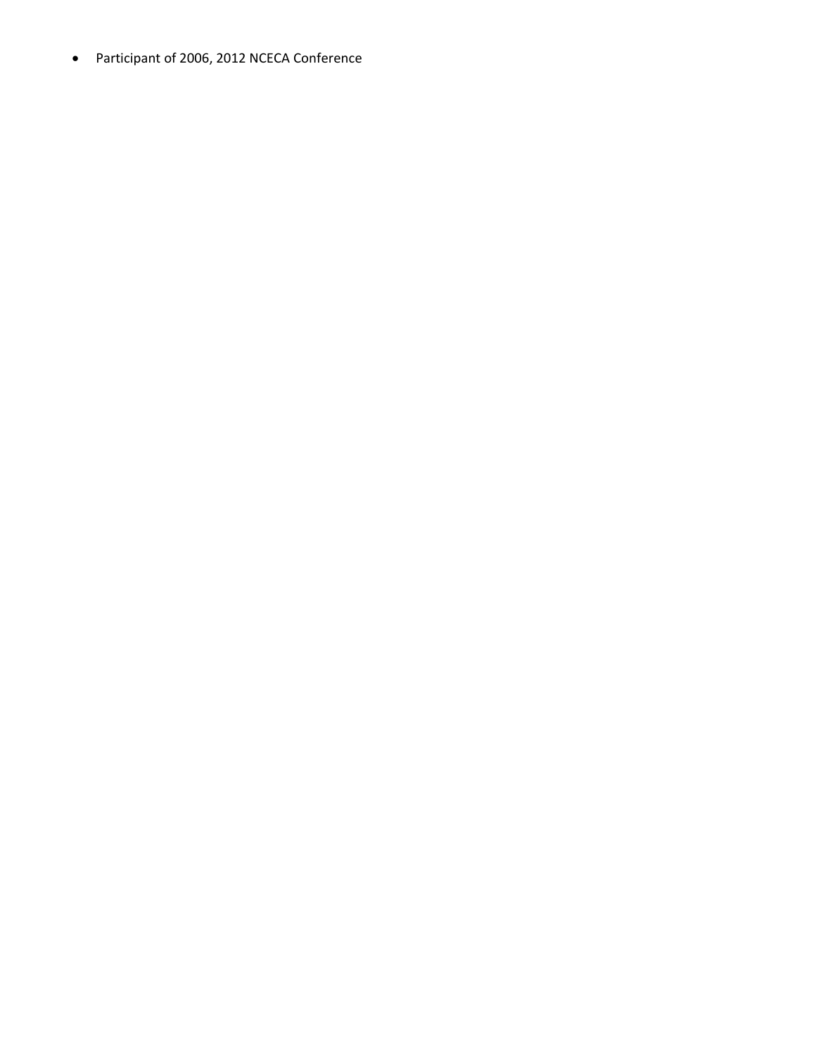- Participant of 2006, 2012 NCECA Conference